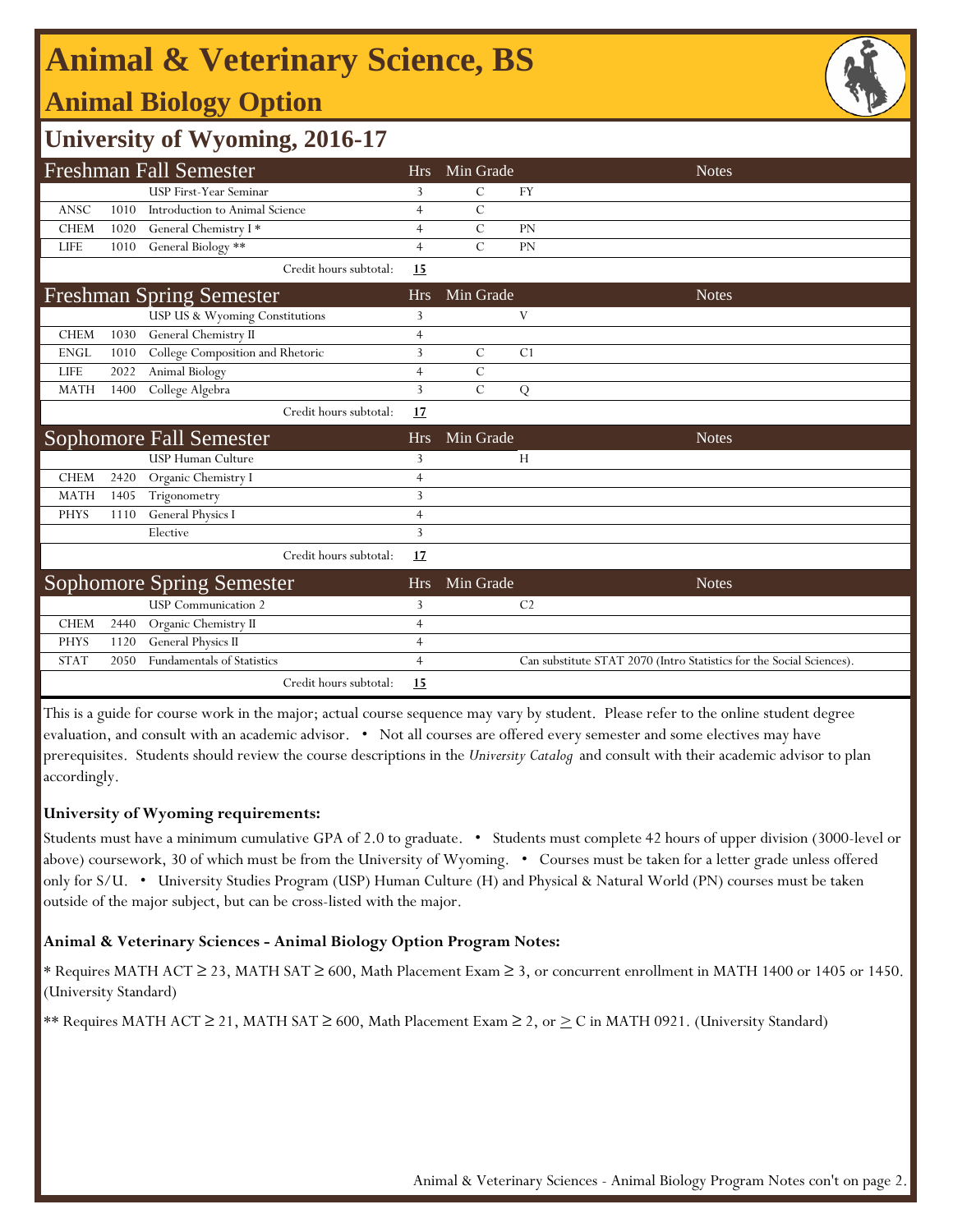# Animal & Veterinary Science, BS

## Animal Biology Option

## University of Wyoming, 2016-17

| Freshman Fall Semester | | | Hrs | Min Grade | Notes |
|---|---|---|---|---|---|
| | | USP First-Year Seminar | 3 | C | FY |
| ANSC | 1010 | Introduction to Animal Science | 4 | C | |
| CHEM | 1020 | General Chemistry I * | 4 | C | PN |
| LIFE | 1010 | General Biology ** | 4 | C | PN |
| | | Credit hours subtotal: | **15** | | |

| Freshman Spring Semester | | | Hrs | Min Grade | Notes |
|---|---|---|---|---|---|
| | | USP US & Wyoming Constitutions | 3 | | V |
| CHEM | 1030 | General Chemistry II | 4 | | |
| ENGL | 1010 | College Composition and Rhetoric | 3 | C | C1 |
| LIFE | 2022 | Animal Biology | 4 | C | |
| MATH | 1400 | College Algebra | 3 | C | Q |
| | | Credit hours subtotal: | **17** | | |

| Sophomore Fall Semester | | | Hrs | Min Grade | Notes |
|---|---|---|---|---|---|
| | | USP Human Culture | 3 | | H |
| CHEM | 2420 | Organic Chemistry I | 4 | | |
| MATH | 1405 | Trigonometry | 3 | | |
| PHYS | 1110 | General Physics I | 4 | | |
| | | Elective | 3 | | |
| | | Credit hours subtotal: | **17** | | |

| Sophomore Spring Semester | | | Hrs | Min Grade | Notes |
|---|---|---|---|---|---|
| | | USP Communication 2 | 3 | | C2 |
| CHEM | 2440 | Organic Chemistry II | 4 | | |
| PHYS | 1120 | General Physics II | 4 | | |
| STAT | 2050 | Fundamentals of Statistics | 4 | | Can substitute STAT 2070 (Intro Statistics for the Social Sciences). |
| | | Credit hours subtotal: | **15** | | |

This is a guide for course work in the major; actual course sequence may vary by student. Please refer to the online student degree evaluation, and consult with an academic advisor. • Not all courses are offered every semester and some electives may have prerequisites. Students should review the course descriptions in the *University Catalog* and consult with their academic advisor to plan accordingly.

**University of Wyoming requirements:**

Students must have a minimum cumulative GPA of 2.0 to graduate. • Students must complete 42 hours of upper division (3000-level or above) coursework, 30 of which must be from the University of Wyoming. • Courses must be taken for a letter grade unless offered only for S/U. • University Studies Program (USP) Human Culture (H) and Physical & Natural World (PN) courses must be taken outside of the major subject, but can be cross-listed with the major.

**Animal & Veterinary Sciences - Animal Biology Option Program Notes:**

* Requires MATH ACT ≥ 23, MATH SAT ≥ 600, Math Placement Exam ≥ 3, or concurrent enrollment in MATH 1400 or 1405 or 1450. (University Standard)

** Requires MATH ACT ≥ 21, MATH SAT ≥ 600, Math Placement Exam ≥ 2, or ≥ C in MATH 0921. (University Standard)

Animal & Veterinary Sciences - Animal Biology Program Notes con't on page 2.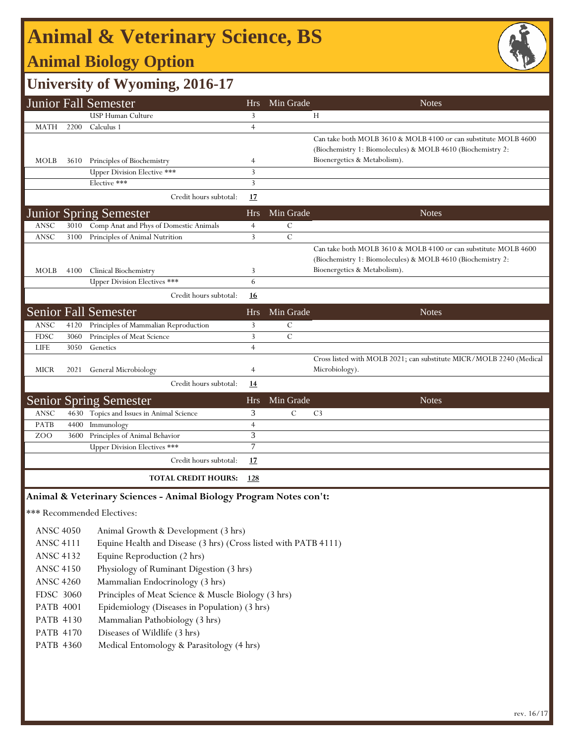# Animal & Veterinary Science, BS

## Animal Biology Option

## University of Wyoming, 2016-17

| Junior Fall Semester | | | Hrs | Min Grade | Notes |
|---|---|---|---|---|---|
| | | USP Human Culture | 3 | | H |
| MATH | 2200 | Calculus 1 | 4 | | |
| MOLB | 3610 | Principles of Biochemistry | 4 | | Can take both MOLB 3610 & MOLB 4100 or can substitute MOLB 4600 (Biochemistry 1: Biomolecules) & MOLB 4610 (Biochemistry 2: Bioenergetics & Metabolism). |
| | | Upper Division Elective *** | 3 | | |
| | | Elective *** | 3 | | |
| | | Credit hours subtotal: | **17** | | |

| Junior Spring Semester | | | Hrs | Min Grade | Notes |
|---|---|---|---|---|---|
| ANSC | 3010 | Comp Anat and Phys of Domestic Animals | 4 | C | |
| ANSC | 3100 | Principles of Animal Nutrition | 3 | C | |
| MOLB | 4100 | Clinical Biochemistry | 3 | | Can take both MOLB 3610 & MOLB 4100 or can substitute MOLB 4600 (Biochemistry 1: Biomolecules) & MOLB 4610 (Biochemistry 2: Bioenergetics & Metabolism). |
| | | Upper Division Electives *** | 6 | | |
| | | Credit hours subtotal: | **16** | | |

| Senior Fall Semester | | | Hrs | Min Grade | Notes |
|---|---|---|---|---|---|
| ANSC | 4120 | Principles of Mammalian Reproduction | 3 | C | |
| FDSC | 3060 | Principles of Meat Science | 3 | C | |
| LIFE | 3050 | Genetics | 4 | | |
| MICR | 2021 | General Microbiology | 4 | | Cross listed with MOLB 2021; can substitute MICR/MOLB 2240 (Medical Microbiology). |
| | | Credit hours subtotal: | **14** | | |

| Senior Spring Semester | | | Hrs | Min Grade | Notes |
|---|---|---|---|---|---|
| ANSC | 4630 | Topics and Issues in Animal Science | 3 | C | C3 |
| PATB | 4400 | Immunology | 4 | | |
| ZOO | 3600 | Principles of Animal Behavior | 3 | | |
| | | Upper Division Electives *** | 7 | | |
| | | Credit hours subtotal: | **17** | | |
| | | **TOTAL CREDIT HOURS:** | **128** | | |

**Animal & Veterinary Sciences - Animal Biology Program Notes con't:**

*** Recommended Electives:

| | |
|---|---|
| ANSC 4050 | Animal Growth & Development (3 hrs) |
| ANSC 4111 | Equine Health and Disease (3 hrs) (Cross listed with PATB 4111) |
| ANSC 4132 | Equine Reproduction (2 hrs) |
| ANSC 4150 | Physiology of Ruminant Digestion (3 hrs) |
| ANSC 4260 | Mammalian Endocrinology (3 hrs) |
| FDSC 3060 | Principles of Meat Science & Muscle Biology (3 hrs) |
| PATB 4001 | Epidemiology (Diseases in Population) (3 hrs) |
| PATB 4130 | Mammalian Pathobiology (3 hrs) |
| PATB 4170 | Diseases of Wildlife (3 hrs) |
| PATB 4360 | Medical Entomology & Parasitology (4 hrs) |

rev. 16/17